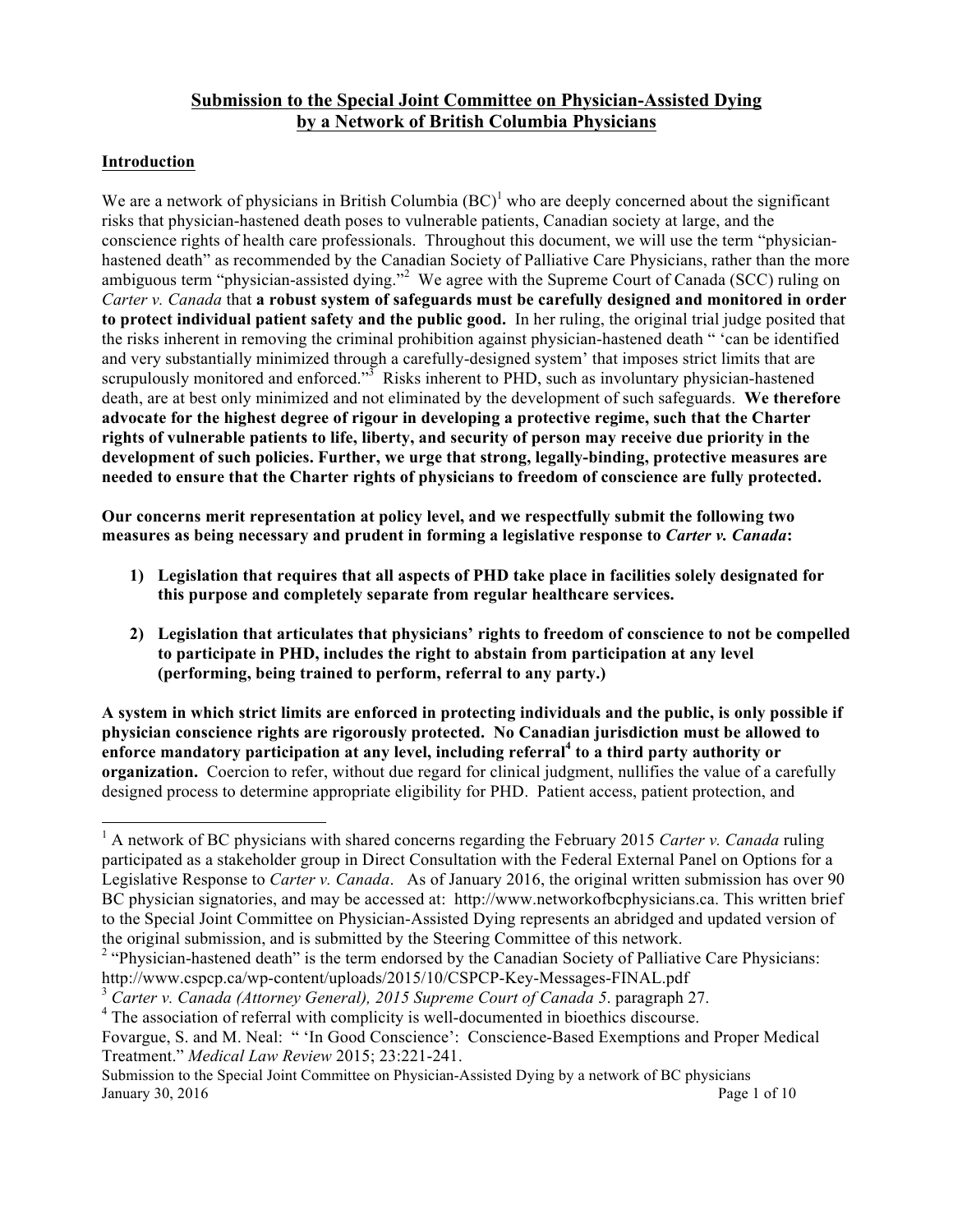# Submission to the Special Joint Committee on Physician-Assisted Dying by a Network of British Columbia Physicians

## Introduction

We are a network of physicians in British Columbia (BC)[1] who are deeply concerned about the significant risks that physician-hastened death poses to vulnerable patients, Canadian society at large, and the conscience rights of health care professionals. Throughout this document, we will use the term "physician-hastened death" as recommended by the Canadian Society of Palliative Care Physicians, rather than the more ambiguous term "physician-assisted dying."[2] We agree with the Supreme Court of Canada (SCC) ruling on *Carter v. Canada* that **a robust system of safeguards must be carefully designed and monitored in order to protect individual patient safety and the public good.** In her ruling, the original trial judge posited that the risks inherent in removing the criminal prohibition against physician-hastened death " 'can be identified and very substantially minimized through a carefully-designed system' that imposes strict limits that are scrupulously monitored and enforced."[3] Risks inherent to PHD, such as involuntary physician-hastened death, are at best only minimized and not eliminated by the development of such safeguards. **We therefore advocate for the highest degree of rigour in developing a protective regime, such that the Charter rights of vulnerable patients to life, liberty, and security of person may receive due priority in the development of such policies. Further, we urge that strong, legally-binding, protective measures are needed to ensure that the Charter rights of physicians to freedom of conscience are fully protected.**

**Our concerns merit representation at policy level, and we respectfully submit the following two measures as being necessary and prudent in forming a legislative response to *Carter v. Canada*:**

1) **Legislation that requires that all aspects of PHD take place in facilities solely designated for this purpose and completely separate from regular healthcare services.**

2) **Legislation that articulates that physicians' rights to freedom of conscience to not be compelled to participate in PHD, includes the right to abstain from participation at any level (performing, being trained to perform, referral to any party.)**

**A system in which strict limits are enforced in protecting individuals and the public, is only possible if physician conscience rights are rigorously protected. No Canadian jurisdiction must be allowed to enforce mandatory participation at any level, including referral[4] to a third party authority or organization.** Coercion to refer, without due regard for clinical judgment, nullifies the value of a carefully designed process to determine appropriate eligibility for PHD. Patient access, patient protection, and

---

[1] A network of BC physicians with shared concerns regarding the February 2015 *Carter v. Canada* ruling participated as a stakeholder group in Direct Consultation with the Federal External Panel on Options for a Legislative Response to *Carter v. Canada*. As of January 2016, the original written submission has over 90 BC physician signatories, and may be accessed at: http://www.networkofbcphysicians.ca. This written brief to the Special Joint Committee on Physician-Assisted Dying represents an abridged and updated version of the original submission, and is submitted by the Steering Committee of this network.

[2] "Physician-hastened death" is the term endorsed by the Canadian Society of Palliative Care Physicians: http://www.cspcp.ca/wp-content/uploads/2015/10/CSPCP-Key-Messages-FINAL.pdf

[3] *Carter v. Canada (Attorney General), 2015 Supreme Court of Canada 5*. paragraph 27.

[4] The association of referral with complicity is well-documented in bioethics discourse. Fovargue, S. and M. Neal: " 'In Good Conscience': Conscience-Based Exemptions and Proper Medical Treatment." *Medical Law Review* 2015; 23:221-241.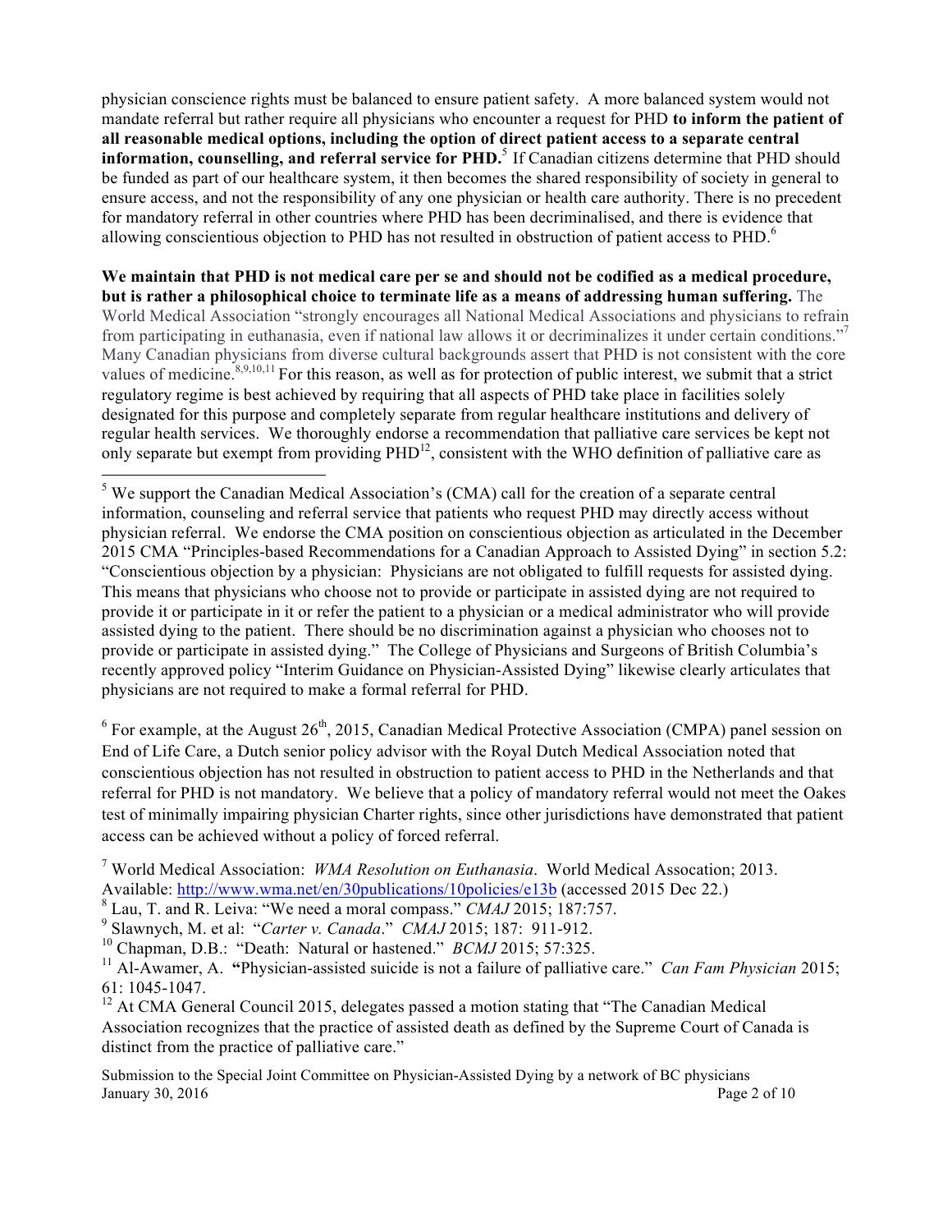physician conscience rights must be balanced to ensure patient safety. A more balanced system would not mandate referral but rather require all physicians who encounter a request for PHD **to inform the patient of all reasonable medical options, including the option of direct patient access to a separate central information, counselling, and referral service for PHD.**[5] If Canadian citizens determine that PHD should be funded as part of our healthcare system, it then becomes the shared responsibility of society in general to ensure access, and not the responsibility of any one physician or health care authority. There is no precedent for mandatory referral in other countries where PHD has been decriminalised, and there is evidence that allowing conscientious objection to PHD has not resulted in obstruction of patient access to PHD.[6]

**We maintain that PHD is not medical care per se and should not be codified as a medical procedure, but is rather a philosophical choice to terminate life as a means of addressing human suffering.** The World Medical Association "strongly encourages all National Medical Associations and physicians to refrain from participating in euthanasia, even if national law allows it or decriminalizes it under certain conditions."[7] Many Canadian physicians from diverse cultural backgrounds assert that PHD is not consistent with the core values of medicine.[8,9,10,11] For this reason, as well as for protection of public interest, we submit that a strict regulatory regime is best achieved by requiring that all aspects of PHD take place in facilities solely designated for this purpose and completely separate from regular healthcare institutions and delivery of regular health services. We thoroughly endorse a recommendation that palliative care services be kept not only separate but exempt from providing PHD[12], consistent with the WHO definition of palliative care as

---

[5] We support the Canadian Medical Association's (CMA) call for the creation of a separate central information, counseling and referral service that patients who request PHD may directly access without physician referral. We endorse the CMA position on conscientious objection as articulated in the December 2015 CMA "Principles-based Recommendations for a Canadian Approach to Assisted Dying" in section 5.2: "Conscientious objection by a physician: Physicians are not obligated to fulfill requests for assisted dying. This means that physicians who choose not to provide or participate in assisted dying are not required to provide it or participate in it or refer the patient to a physician or a medical administrator who will provide assisted dying to the patient. There should be no discrimination against a physician who chooses not to provide or participate in assisted dying." The College of Physicians and Surgeons of British Columbia's recently approved policy "Interim Guidance on Physician-Assisted Dying" likewise clearly articulates that physicians are not required to make a formal referral for PHD.

[6] For example, at the August 26th, 2015, Canadian Medical Protective Association (CMPA) panel session on End of Life Care, a Dutch senior policy advisor with the Royal Dutch Medical Association noted that conscientious objection has not resulted in obstruction to patient access to PHD in the Netherlands and that referral for PHD is not mandatory. We believe that a policy of mandatory referral would not meet the Oakes test of minimally impairing physician Charter rights, since other jurisdictions have demonstrated that patient access can be achieved without a policy of forced referral.

[7] World Medical Association: *WMA Resolution on Euthanasia*. World Medical Assocation; 2013. Available: http://www.wma.net/en/30publications/10policies/e13b (accessed 2015 Dec 22.)

[8] Lau, T. and R. Leiva: "We need a moral compass." *CMAJ* 2015; 187:757.

[9] Slawnych, M. et al: "*Carter v. Canada*." *CMAJ* 2015; 187: 911-912.

[10] Chapman, D.B.: "Death: Natural or hastened." *BCMJ* 2015; 57:325.

[11] Al-Awamer, A. **"**Physician-assisted suicide is not a failure of palliative care." *Can Fam Physician* 2015; 61: 1045-1047.

[12] At CMA General Council 2015, delegates passed a motion stating that "The Canadian Medical Association recognizes that the practice of assisted death as defined by the Supreme Court of Canada is distinct from the practice of palliative care."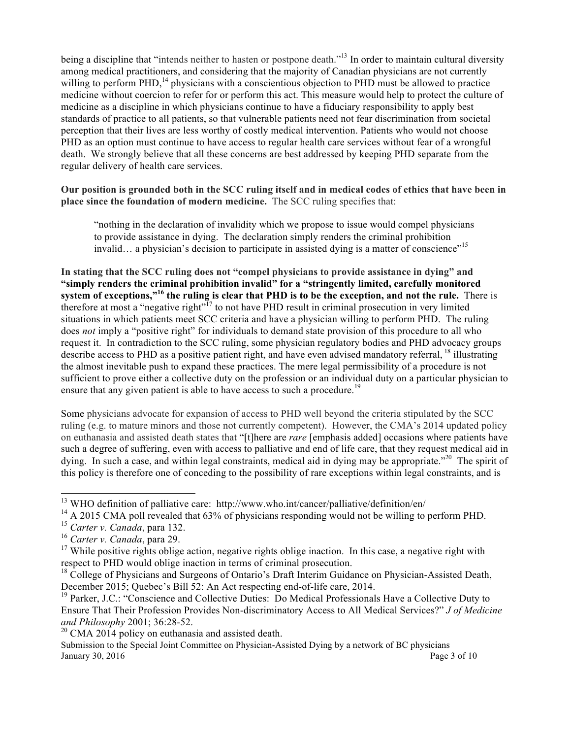being a discipline that "intends neither to hasten or postpone death."[13] In order to maintain cultural diversity among medical practitioners, and considering that the majority of Canadian physicians are not currently willing to perform PHD,[14] physicians with a conscientious objection to PHD must be allowed to practice medicine without coercion to refer for or perform this act. This measure would help to protect the culture of medicine as a discipline in which physicians continue to have a fiduciary responsibility to apply best standards of practice to all patients, so that vulnerable patients need not fear discrimination from societal perception that their lives are less worthy of costly medical intervention. Patients who would not choose PHD as an option must continue to have access to regular health care services without fear of a wrongful death. We strongly believe that all these concerns are best addressed by keeping PHD separate from the regular delivery of health care services.

**Our position is grounded both in the SCC ruling itself and in medical codes of ethics that have been in place since the foundation of modern medicine.** The SCC ruling specifies that:

> "nothing in the declaration of invalidity which we propose to issue would compel physicians to provide assistance in dying. The declaration simply renders the criminal prohibition invalid… a physician's decision to participate in assisted dying is a matter of conscience"[15]

**In stating that the SCC ruling does not "compel physicians to provide assistance in dying" and "simply renders the criminal prohibition invalid" for a "stringently limited, carefully monitored system of exceptions,"[16] the ruling is clear that PHD is to be the exception, and not the rule.** There is therefore at most a "negative right"[17] to not have PHD result in criminal prosecution in very limited situations in which patients meet SCC criteria and have a physician willing to perform PHD. The ruling does *not* imply a "positive right" for individuals to demand state provision of this procedure to all who request it. In contradiction to the SCC ruling, some physician regulatory bodies and PHD advocacy groups describe access to PHD as a positive patient right, and have even advised mandatory referral, [18] illustrating the almost inevitable push to expand these practices. The mere legal permissibility of a procedure is not sufficient to prove either a collective duty on the profession or an individual duty on a particular physician to ensure that any given patient is able to have access to such a procedure.[19]

Some physicians advocate for expansion of access to PHD well beyond the criteria stipulated by the SCC ruling (e.g. to mature minors and those not currently competent). However, the CMA's 2014 updated policy on euthanasia and assisted death states that "[t]here are *rare* [emphasis added] occasions where patients have such a degree of suffering, even with access to palliative and end of life care, that they request medical aid in dying. In such a case, and within legal constraints, medical aid in dying may be appropriate."[20] The spirit of this policy is therefore one of conceding to the possibility of rare exceptions within legal constraints, and is

---

[13] WHO definition of palliative care: http://www.who.int/cancer/palliative/definition/en/

[14] A 2015 CMA poll revealed that 63% of physicians responding would not be willing to perform PHD.

[15] *Carter v. Canada*, para 132.

[16] *Carter v. Canada*, para 29.

[17] While positive rights oblige action, negative rights oblige inaction. In this case, a negative right with respect to PHD would oblige inaction in terms of criminal prosecution.

[18] College of Physicians and Surgeons of Ontario's Draft Interim Guidance on Physician-Assisted Death, December 2015; Quebec's Bill 52: An Act respecting end-of-life care, 2014.

[19] Parker, J.C.: "Conscience and Collective Duties: Do Medical Professionals Have a Collective Duty to Ensure That Their Profession Provides Non-discriminatory Access to All Medical Services?" *J of Medicine and Philosophy* 2001; 36:28-52.

[20] CMA 2014 policy on euthanasia and assisted death.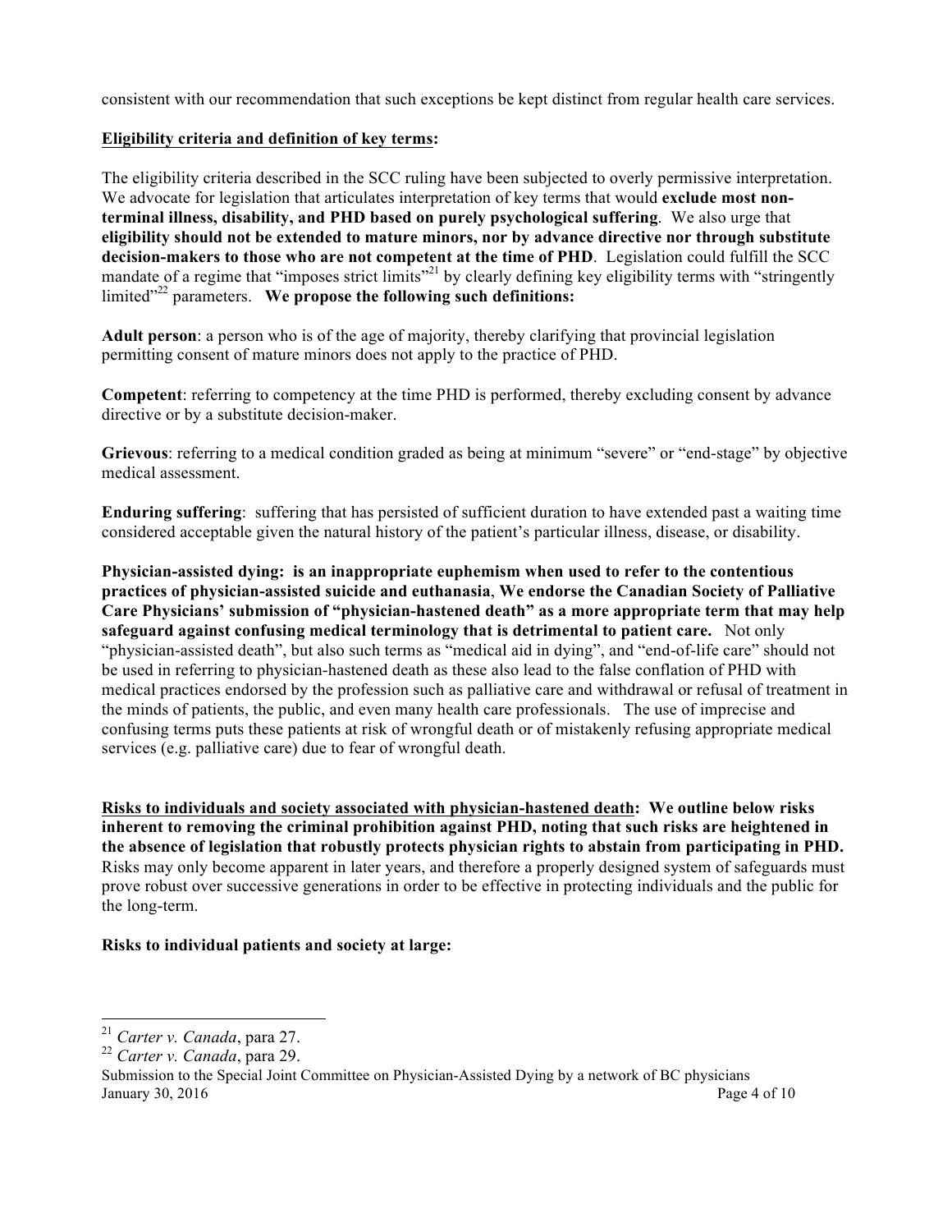consistent with our recommendation that such exceptions be kept distinct from regular health care services.

**Eligibility criteria and definition of key terms:**

The eligibility criteria described in the SCC ruling have been subjected to overly permissive interpretation. We advocate for legislation that articulates interpretation of key terms that would **exclude most non-terminal illness, disability, and PHD based on purely psychological suffering**. We also urge that **eligibility should not be extended to mature minors, nor by advance directive nor through substitute decision-makers to those who are not competent at the time of PHD**. Legislation could fulfill the SCC mandate of a regime that "imposes strict limits"[21] by clearly defining key eligibility terms with "stringently limited"[22] parameters. **We propose the following such definitions:**

**Adult person**: a person who is of the age of majority, thereby clarifying that provincial legislation permitting consent of mature minors does not apply to the practice of PHD.

**Competent**: referring to competency at the time PHD is performed, thereby excluding consent by advance directive or by a substitute decision-maker.

**Grievous**: referring to a medical condition graded as being at minimum "severe" or "end-stage" by objective medical assessment.

**Enduring suffering**: suffering that has persisted of sufficient duration to have extended past a waiting time considered acceptable given the natural history of the patient's particular illness, disease, or disability.

**Physician-assisted dying: is an inappropriate euphemism when used to refer to the contentious practices of physician-assisted suicide and euthanasia**, **We endorse the Canadian Society of Palliative Care Physicians' submission of "physician-hastened death" as a more appropriate term that may help safeguard against confusing medical terminology that is detrimental to patient care.** Not only "physician-assisted death", but also such terms as "medical aid in dying", and "end-of-life care" should not be used in referring to physician-hastened death as these also lead to the false conflation of PHD with medical practices endorsed by the profession such as palliative care and withdrawal or refusal of treatment in the minds of patients, the public, and even many health care professionals. The use of imprecise and confusing terms puts these patients at risk of wrongful death or of mistakenly refusing appropriate medical services (e.g. palliative care) due to fear of wrongful death.

**Risks to individuals and society associated with physician-hastened death: We outline below risks inherent to removing the criminal prohibition against PHD, noting that such risks are heightened in the absence of legislation that robustly protects physician rights to abstain from participating in PHD.** Risks may only become apparent in later years, and therefore a properly designed system of safeguards must prove robust over successive generations in order to be effective in protecting individuals and the public for the long-term.

**Risks to individual patients and society at large:**

---

[21] *Carter v. Canada*, para 27.

[22] *Carter v. Canada*, para 29.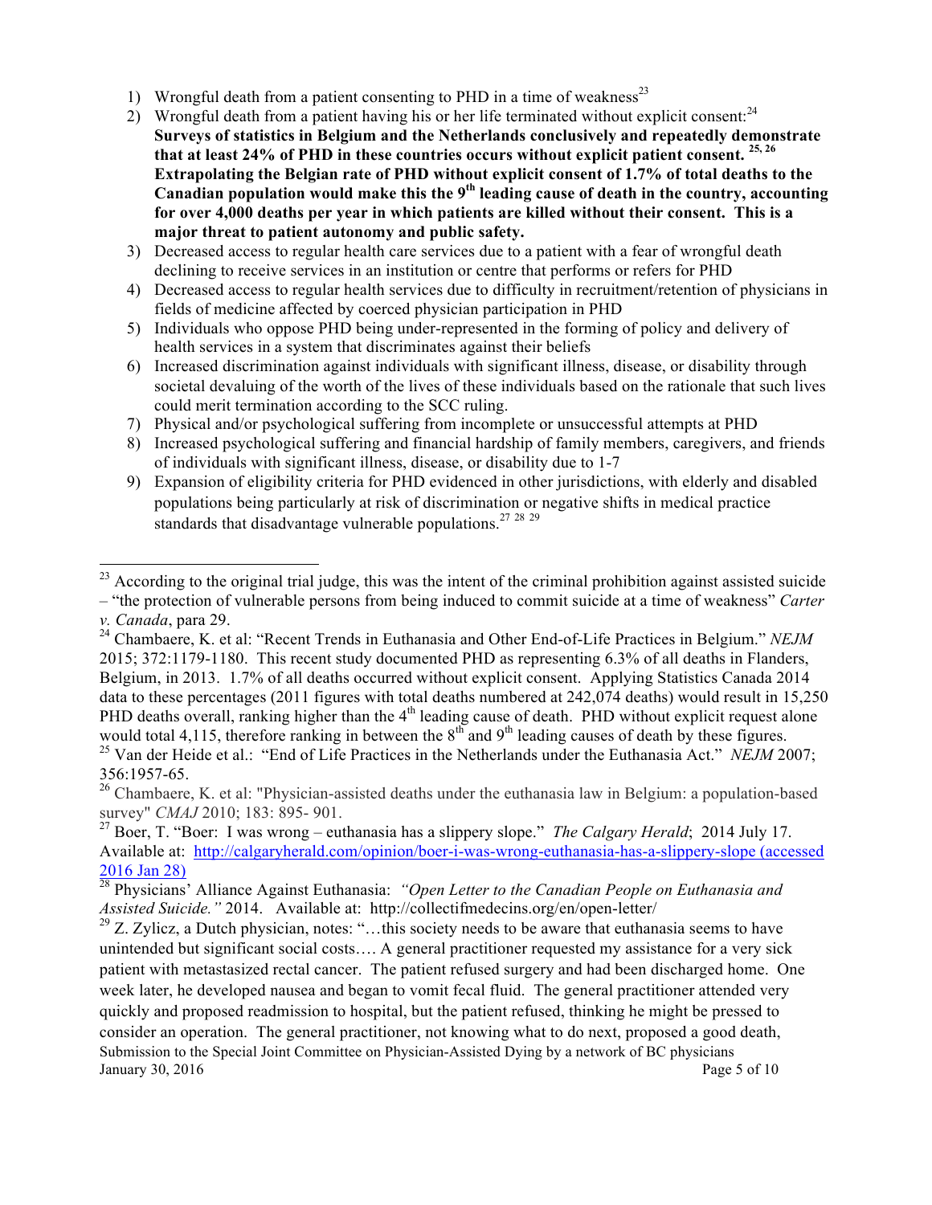1) Wrongful death from a patient consenting to PHD in a time of weakness[23]
2) Wrongful death from a patient having his or her life terminated without explicit consent:[24] **Surveys of statistics in Belgium and the Netherlands conclusively and repeatedly demonstrate that at least 24% of PHD in these countries occurs without explicit patient consent.[25, 26] Extrapolating the Belgian rate of PHD without explicit consent of 1.7% of total deaths to the Canadian population would make this the 9th leading cause of death in the country, accounting for over 4,000 deaths per year in which patients are killed without their consent. This is a major threat to patient autonomy and public safety.**
3) Decreased access to regular health care services due to a patient with a fear of wrongful death declining to receive services in an institution or centre that performs or refers for PHD
4) Decreased access to regular health services due to difficulty in recruitment/retention of physicians in fields of medicine affected by coerced physician participation in PHD
5) Individuals who oppose PHD being under-represented in the forming of policy and delivery of health services in a system that discriminates against their beliefs
6) Increased discrimination against individuals with significant illness, disease, or disability through societal devaluing of the worth of the lives of these individuals based on the rationale that such lives could merit termination according to the SCC ruling.
7) Physical and/or psychological suffering from incomplete or unsuccessful attempts at PHD
8) Increased psychological suffering and financial hardship of family members, caregivers, and friends of individuals with significant illness, disease, or disability due to 1-7
9) Expansion of eligibility criteria for PHD evidenced in other jurisdictions, with elderly and disabled populations being particularly at risk of discrimination or negative shifts in medical practice standards that disadvantage vulnerable populations.[27] [28] [29]

---

[23] According to the original trial judge, this was the intent of the criminal prohibition against assisted suicide – "the protection of vulnerable persons from being induced to commit suicide at a time of weakness" *Carter v. Canada*, para 29.

[24] Chambaere, K. et al: "Recent Trends in Euthanasia and Other End-of-Life Practices in Belgium." *NEJM* 2015; 372:1179-1180. This recent study documented PHD as representing 6.3% of all deaths in Flanders, Belgium, in 2013. 1.7% of all deaths occurred without explicit consent. Applying Statistics Canada 2014 data to these percentages (2011 figures with total deaths numbered at 242,074 deaths) would result in 15,250 PHD deaths overall, ranking higher than the 4th leading cause of death. PHD without explicit request alone would total 4,115, therefore ranking in between the 8th and 9th leading causes of death by these figures.

[25] Van der Heide et al.: "End of Life Practices in the Netherlands under the Euthanasia Act." *NEJM* 2007; 356:1957-65.

[26] Chambaere, K. et al: "Physician-assisted deaths under the euthanasia law in Belgium: a population-based survey" *CMAJ* 2010; 183: 895- 901.

[27] Boer, T. "Boer: I was wrong – euthanasia has a slippery slope." *The Calgary Herald*; 2014 July 17. Available at: http://calgaryherald.com/opinion/boer-i-was-wrong-euthanasia-has-a-slippery-slope (accessed 2016 Jan 28)

[28] Physicians' Alliance Against Euthanasia: *"Open Letter to the Canadian People on Euthanasia and Assisted Suicide."* 2014. Available at: http://collectifmedecins.org/en/open-letter/

[29] Z. Zylicz, a Dutch physician, notes: "…this society needs to be aware that euthanasia seems to have unintended but significant social costs…. A general practitioner requested my assistance for a very sick patient with metastasized rectal cancer. The patient refused surgery and had been discharged home. One week later, he developed nausea and began to vomit fecal fluid. The general practitioner attended very quickly and proposed readmission to hospital, but the patient refused, thinking he might be pressed to consider an operation. The general practitioner, not knowing what to do next, proposed a good death,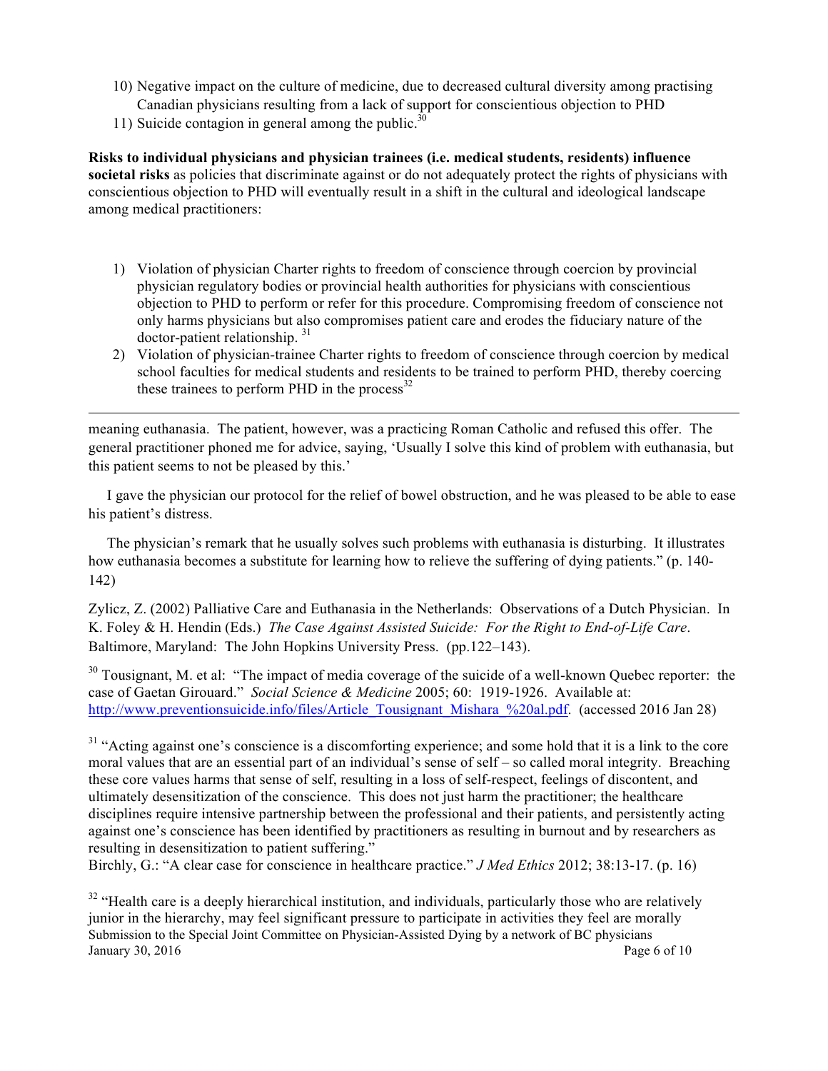10) Negative impact on the culture of medicine, due to decreased cultural diversity among practising Canadian physicians resulting from a lack of support for conscientious objection to PHD
11) Suicide contagion in general among the public.[30]

**Risks to individual physicians and physician trainees (i.e. medical students, residents) influence societal risks** as policies that discriminate against or do not adequately protect the rights of physicians with conscientious objection to PHD will eventually result in a shift in the cultural and ideological landscape among medical practitioners:

1) Violation of physician Charter rights to freedom of conscience through coercion by provincial physician regulatory bodies or provincial health authorities for physicians with conscientious objection to PHD to perform or refer for this procedure. Compromising freedom of conscience not only harms physicians but also compromises patient care and erodes the fiduciary nature of the doctor-patient relationship. [31]
2) Violation of physician-trainee Charter rights to freedom of conscience through coercion by medical school faculties for medical students and residents to be trained to perform PHD, thereby coercing these trainees to perform PHD in the process[32]

---

meaning euthanasia. The patient, however, was a practicing Roman Catholic and refused this offer. The general practitioner phoned me for advice, saying, 'Usually I solve this kind of problem with euthanasia, but this patient seems to not be pleased by this.'

I gave the physician our protocol for the relief of bowel obstruction, and he was pleased to be able to ease his patient's distress.

The physician's remark that he usually solves such problems with euthanasia is disturbing. It illustrates how euthanasia becomes a substitute for learning how to relieve the suffering of dying patients." (p. 140-142)

Zylicz, Z. (2002) Palliative Care and Euthanasia in the Netherlands: Observations of a Dutch Physician. In K. Foley & H. Hendin (Eds.) *The Case Against Assisted Suicide: For the Right to End-of-Life Care*. Baltimore, Maryland: The John Hopkins University Press. (pp.122–143).

[30] Tousignant, M. et al: "The impact of media coverage of the suicide of a well-known Quebec reporter: the case of Gaetan Girouard." *Social Science & Medicine* 2005; 60: 1919-1926. Available at: http://www.preventionsuicide.info/files/Article_Tousignant_Mishara_%20al.pdf. (accessed 2016 Jan 28)

[31] "Acting against one's conscience is a discomforting experience; and some hold that it is a link to the core moral values that are an essential part of an individual's sense of self – so called moral integrity. Breaching these core values harms that sense of self, resulting in a loss of self-respect, feelings of discontent, and ultimately desensitization of the conscience. This does not just harm the practitioner; the healthcare disciplines require intensive partnership between the professional and their patients, and persistently acting against one's conscience has been identified by practitioners as resulting in burnout and by researchers as resulting in desensitization to patient suffering."
Birchly, G.: "A clear case for conscience in healthcare practice." *J Med Ethics* 2012; 38:13-17. (p. 16)

[32] "Health care is a deeply hierarchical institution, and individuals, particularly those who are relatively junior in the hierarchy, may feel significant pressure to participate in activities they feel are morally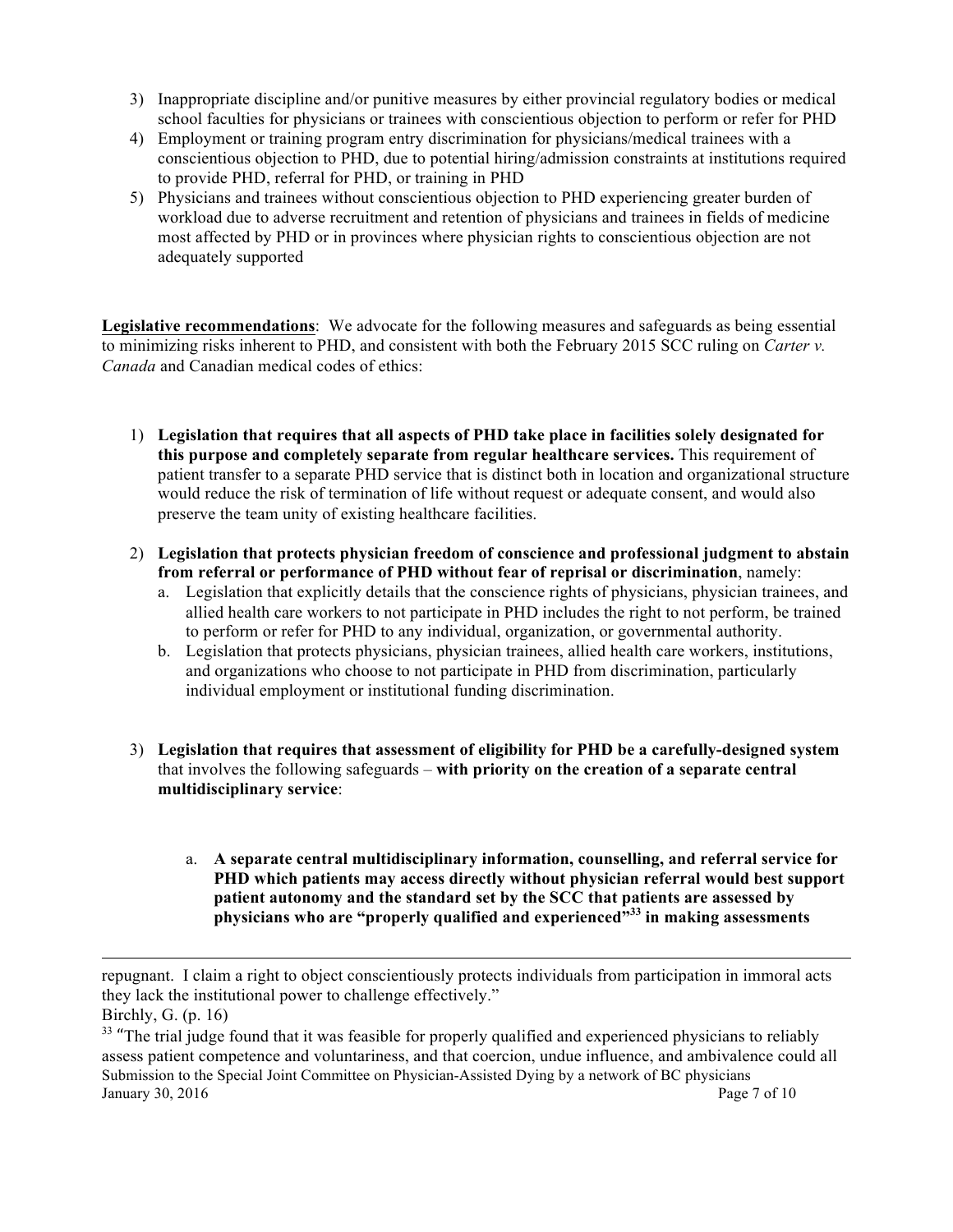3) Inappropriate discipline and/or punitive measures by either provincial regulatory bodies or medical school faculties for physicians or trainees with conscientious objection to perform or refer for PHD
4) Employment or training program entry discrimination for physicians/medical trainees with a conscientious objection to PHD, due to potential hiring/admission constraints at institutions required to provide PHD, referral for PHD, or training in PHD
5) Physicians and trainees without conscientious objection to PHD experiencing greater burden of workload due to adverse recruitment and retention of physicians and trainees in fields of medicine most affected by PHD or in provinces where physician rights to conscientious objection are not adequately supported

**Legislative recommendations**: We advocate for the following measures and safeguards as being essential to minimizing risks inherent to PHD, and consistent with both the February 2015 SCC ruling on *Carter v. Canada* and Canadian medical codes of ethics:

1) **Legislation that requires that all aspects of PHD take place in facilities solely designated for this purpose and completely separate from regular healthcare services.** This requirement of patient transfer to a separate PHD service that is distinct both in location and organizational structure would reduce the risk of termination of life without request or adequate consent, and would also preserve the team unity of existing healthcare facilities.

2) **Legislation that protects physician freedom of conscience and professional judgment to abstain from referral or performance of PHD without fear of reprisal or discrimination**, namely:
   a. Legislation that explicitly details that the conscience rights of physicians, physician trainees, and allied health care workers to not participate in PHD includes the right to not perform, be trained to perform or refer for PHD to any individual, organization, or governmental authority.
   b. Legislation that protects physicians, physician trainees, allied health care workers, institutions, and organizations who choose to not participate in PHD from discrimination, particularly individual employment or institutional funding discrimination.

3) **Legislation that requires that assessment of eligibility for PHD be a carefully-designed system** that involves the following safeguards – **with priority on the creation of a separate central multidisciplinary service**:

   a. **A separate central multidisciplinary information, counselling, and referral service for PHD which patients may access directly without physician referral would best support patient autonomy and the standard set by the SCC that patients are assessed by physicians who are "properly qualified and experienced"[33] in making assessments**

---

repugnant. I claim a right to object conscientiously protects individuals from participation in immoral acts they lack the institutional power to challenge effectively."
Birchly, G. (p. 16)

[33] "The trial judge found that it was feasible for properly qualified and experienced physicians to reliably assess patient competence and voluntariness, and that coercion, undue influence, and ambivalence could all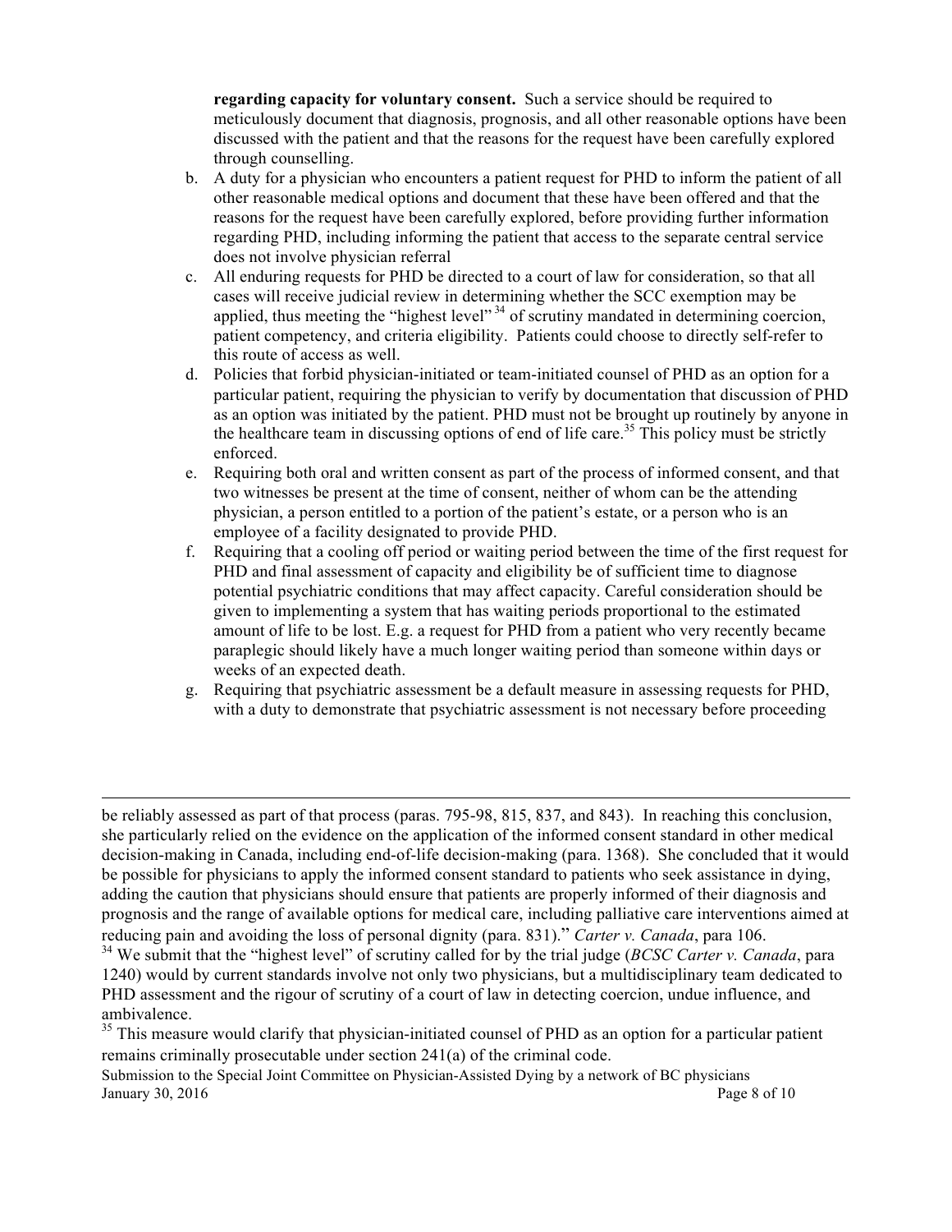**regarding capacity for voluntary consent.** Such a service should be required to meticulously document that diagnosis, prognosis, and all other reasonable options have been discussed with the patient and that the reasons for the request have been carefully explored through counselling.

b. A duty for a physician who encounters a patient request for PHD to inform the patient of all other reasonable medical options and document that these have been offered and that the reasons for the request have been carefully explored, before providing further information regarding PHD, including informing the patient that access to the separate central service does not involve physician referral

c. All enduring requests for PHD be directed to a court of law for consideration, so that all cases will receive judicial review in determining whether the SCC exemption may be applied, thus meeting the "highest level" [34] of scrutiny mandated in determining coercion, patient competency, and criteria eligibility. Patients could choose to directly self-refer to this route of access as well.

d. Policies that forbid physician-initiated or team-initiated counsel of PHD as an option for a particular patient, requiring the physician to verify by documentation that discussion of PHD as an option was initiated by the patient. PHD must not be brought up routinely by anyone in the healthcare team in discussing options of end of life care.[35] This policy must be strictly enforced.

e. Requiring both oral and written consent as part of the process of informed consent, and that two witnesses be present at the time of consent, neither of whom can be the attending physician, a person entitled to a portion of the patient's estate, or a person who is an employee of a facility designated to provide PHD.

f. Requiring that a cooling off period or waiting period between the time of the first request for PHD and final assessment of capacity and eligibility be of sufficient time to diagnose potential psychiatric conditions that may affect capacity. Careful consideration should be given to implementing a system that has waiting periods proportional to the estimated amount of life to be lost. E.g. a request for PHD from a patient who very recently became paraplegic should likely have a much longer waiting period than someone within days or weeks of an expected death.

g. Requiring that psychiatric assessment be a default measure in assessing requests for PHD, with a duty to demonstrate that psychiatric assessment is not necessary before proceeding

---

be reliably assessed as part of that process (paras. 795-98, 815, 837, and 843). In reaching this conclusion, she particularly relied on the evidence on the application of the informed consent standard in other medical decision-making in Canada, including end-of-life decision-making (para. 1368). She concluded that it would be possible for physicians to apply the informed consent standard to patients who seek assistance in dying, adding the caution that physicians should ensure that patients are properly informed of their diagnosis and prognosis and the range of available options for medical care, including palliative care interventions aimed at reducing pain and avoiding the loss of personal dignity (para. 831)." *Carter v. Canada*, para 106.

[34] We submit that the "highest level" of scrutiny called for by the trial judge (*BCSC Carter v. Canada*, para 1240) would by current standards involve not only two physicians, but a multidisciplinary team dedicated to PHD assessment and the rigour of scrutiny of a court of law in detecting coercion, undue influence, and ambivalence.

[35] This measure would clarify that physician-initiated counsel of PHD as an option for a particular patient remains criminally prosecutable under section 241(a) of the criminal code.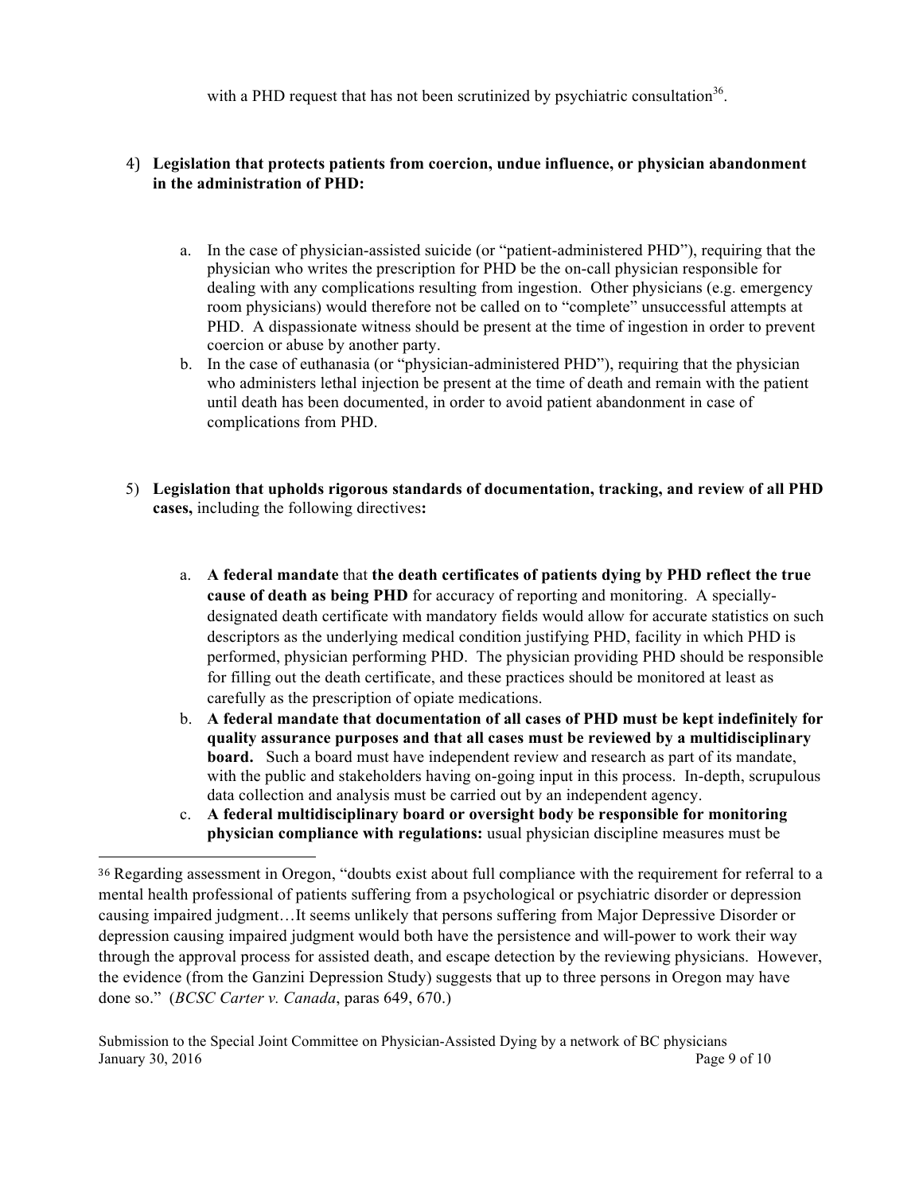with a PHD request that has not been scrutinized by psychiatric consultation[36].

4) **Legislation that protects patients from coercion, undue influence, or physician abandonment in the administration of PHD:**

    a. In the case of physician-assisted suicide (or "patient-administered PHD"), requiring that the physician who writes the prescription for PHD be the on-call physician responsible for dealing with any complications resulting from ingestion. Other physicians (e.g. emergency room physicians) would therefore not be called on to "complete" unsuccessful attempts at PHD. A dispassionate witness should be present at the time of ingestion in order to prevent coercion or abuse by another party.

    b. In the case of euthanasia (or "physician-administered PHD"), requiring that the physician who administers lethal injection be present at the time of death and remain with the patient until death has been documented, in order to avoid patient abandonment in case of complications from PHD.

5) **Legislation that upholds rigorous standards of documentation, tracking, and review of all PHD cases,** including the following directives**:**

    a. **A federal mandate** that **the death certificates of patients dying by PHD reflect the true cause of death as being PHD** for accuracy of reporting and monitoring. A specially-designated death certificate with mandatory fields would allow for accurate statistics on such descriptors as the underlying medical condition justifying PHD, facility in which PHD is performed, physician performing PHD. The physician providing PHD should be responsible for filling out the death certificate, and these practices should be monitored at least as carefully as the prescription of opiate medications.

    b. **A federal mandate that documentation of all cases of PHD must be kept indefinitely for quality assurance purposes and that all cases must be reviewed by a multidisciplinary board.** Such a board must have independent review and research as part of its mandate, with the public and stakeholders having on-going input in this process. In-depth, scrupulous data collection and analysis must be carried out by an independent agency.

    c. **A federal multidisciplinary board or oversight body be responsible for monitoring physician compliance with regulations:** usual physician discipline measures must be

---

[36] Regarding assessment in Oregon, "doubts exist about full compliance with the requirement for referral to a mental health professional of patients suffering from a psychological or psychiatric disorder or depression causing impaired judgment…It seems unlikely that persons suffering from Major Depressive Disorder or depression causing impaired judgment would both have the persistence and will-power to work their way through the approval process for assisted death, and escape detection by the reviewing physicians. However, the evidence (from the Ganzini Depression Study) suggests that up to three persons in Oregon may have done so." (*BCSC Carter v. Canada*, paras 649, 670.)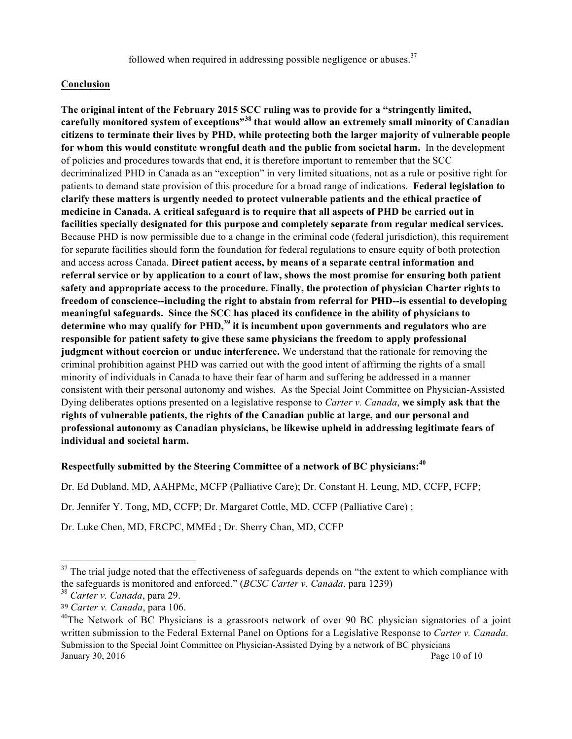followed when required in addressing possible negligence or abuses.[37]

**Conclusion**

**The original intent of the February 2015 SCC ruling was to provide for a "stringently limited, carefully monitored system of exceptions"[38] that would allow an extremely small minority of Canadian citizens to terminate their lives by PHD, while protecting both the larger majority of vulnerable people for whom this would constitute wrongful death and the public from societal harm.** In the development of policies and procedures towards that end, it is therefore important to remember that the SCC decriminalized PHD in Canada as an "exception" in very limited situations, not as a rule or positive right for patients to demand state provision of this procedure for a broad range of indications. **Federal legislation to clarify these matters is urgently needed to protect vulnerable patients and the ethical practice of medicine in Canada. A critical safeguard is to require that all aspects of PHD be carried out in facilities specially designated for this purpose and completely separate from regular medical services.** Because PHD is now permissible due to a change in the criminal code (federal jurisdiction), this requirement for separate facilities should form the foundation for federal regulations to ensure equity of both protection and access across Canada. **Direct patient access, by means of a separate central information and referral service or by application to a court of law, shows the most promise for ensuring both patient safety and appropriate access to the procedure. Finally, the protection of physician Charter rights to freedom of conscience--including the right to abstain from referral for PHD--is essential to developing meaningful safeguards. Since the SCC has placed its confidence in the ability of physicians to determine who may qualify for PHD,[39] it is incumbent upon governments and regulators who are responsible for patient safety to give these same physicians the freedom to apply professional judgment without coercion or undue interference.** We understand that the rationale for removing the criminal prohibition against PHD was carried out with the good intent of affirming the rights of a small minority of individuals in Canada to have their fear of harm and suffering be addressed in a manner consistent with their personal autonomy and wishes. As the Special Joint Committee on Physician-Assisted Dying deliberates options presented on a legislative response to *Carter v. Canada*, **we simply ask that the rights of vulnerable patients, the rights of the Canadian public at large, and our personal and professional autonomy as Canadian physicians, be likewise upheld in addressing legitimate fears of individual and societal harm.**

**Respectfully submitted by the Steering Committee of a network of BC physicians:[40]**

Dr. Ed Dubland, MD, AAHPMc, MCFP (Palliative Care); Dr. Constant H. Leung, MD, CCFP, FCFP;

Dr. Jennifer Y. Tong, MD, CCFP; Dr. Margaret Cottle, MD, CCFP (Palliative Care) ;

Dr. Luke Chen, MD, FRCPC, MMEd ; Dr. Sherry Chan, MD, CCFP

---

[37] The trial judge noted that the effectiveness of safeguards depends on "the extent to which compliance with the safeguards is monitored and enforced." (*BCSC Carter v. Canada*, para 1239)

[38] *Carter v. Canada*, para 29.

[39] *Carter v. Canada*, para 106.

[40] The Network of BC Physicians is a grassroots network of over 90 BC physician signatories of a joint written submission to the Federal External Panel on Options for a Legislative Response to *Carter v. Canada*.